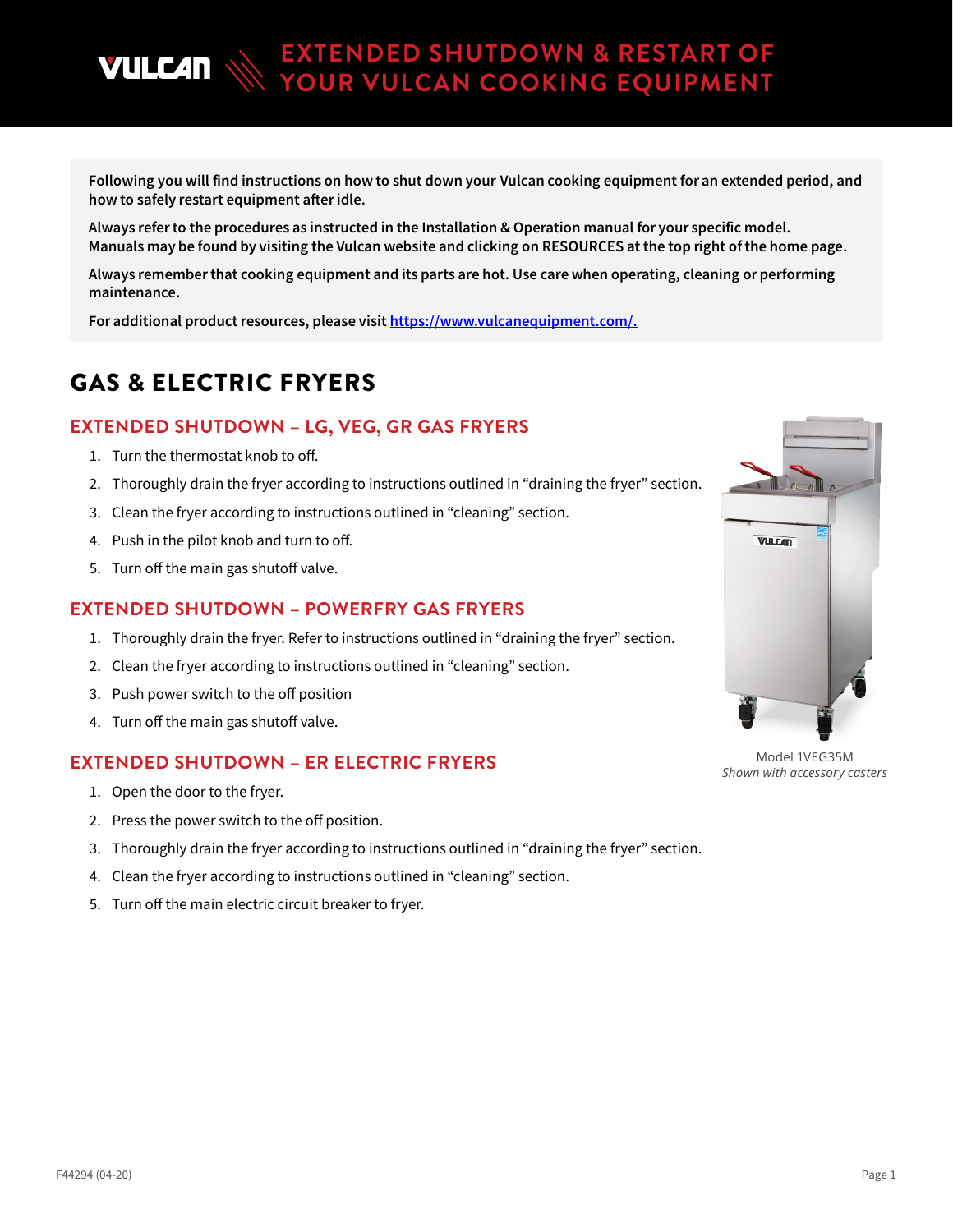# EXTENDED SHUTDOWN & RESTART OF YOUR VULCAN COOKING EQUIPMENT

**Following you will find instructions on how to shut down your Vulcan cooking equipment for an extended period, and how to safely restart equipment after idle.**

**Always refer to the procedures as instructed in the Installation & Operation manual for your specific model. Manuals may be found by visiting the Vulcan website and clicking on RESOURCES at the top right of the home page.**

**Always remember that cooking equipment and its parts are hot. Use care when operating, cleaning or performing maintenance.**

**For additional product resources, please visit [https://www.vulcanequipment.com/.](https://www.vulcanequipment.com/)**

## GAS & ELECTRIC FRYERS

### EXTENDED SHUTDOWN – LG, VEG, GR GAS FRYERS

1. Turn the thermostat knob to off.
2. Thoroughly drain the fryer according to instructions outlined in "draining the fryer" section.
3. Clean the fryer according to instructions outlined in "cleaning" section.
4. Push in the pilot knob and turn to off.
5. Turn off the main gas shutoff valve.

### EXTENDED SHUTDOWN – POWERFRY GAS FRYERS

1. Thoroughly drain the fryer. Refer to instructions outlined in "draining the fryer" section.
2. Clean the fryer according to instructions outlined in "cleaning" section.
3. Push power switch to the off position
4. Turn off the main gas shutoff valve.

Model 1VEG35M
*Shown with accessory casters*

### EXTENDED SHUTDOWN – ER ELECTRIC FRYERS

1. Open the door to the fryer.
2. Press the power switch to the off position.
3. Thoroughly drain the fryer according to instructions outlined in "draining the fryer" section.
4. Clean the fryer according to instructions outlined in "cleaning" section.
5. Turn off the main electric circuit breaker to fryer.

F44294 (04-20)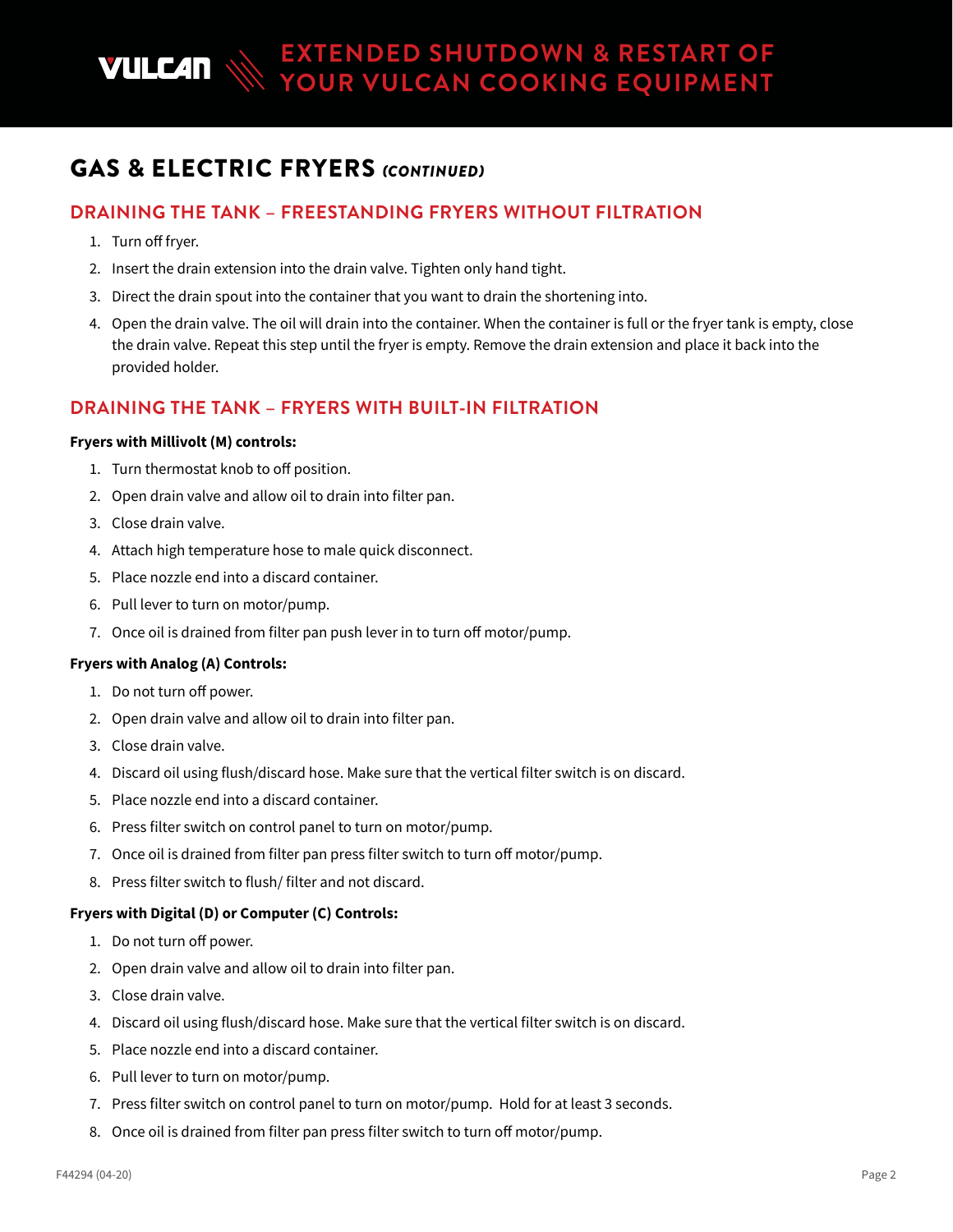## GAS & ELECTRIC FRYERS *(CONTINUED)*

### DRAINING THE TANK – FREESTANDING FRYERS WITHOUT FILTRATION

1. Turn off fryer.
2. Insert the drain extension into the drain valve. Tighten only hand tight.
3. Direct the drain spout into the container that you want to drain the shortening into.
4. Open the drain valve. The oil will drain into the container. When the container is full or the fryer tank is empty, close the drain valve. Repeat this step until the fryer is empty. Remove the drain extension and place it back into the provided holder.

### DRAINING THE TANK – FRYERS WITH BUILT-IN FILTRATION

**Fryers with Millivolt (M) controls:**

1. Turn thermostat knob to off position.
2. Open drain valve and allow oil to drain into filter pan.
3. Close drain valve.
4. Attach high temperature hose to male quick disconnect.
5. Place nozzle end into a discard container.
6. Pull lever to turn on motor/pump.
7. Once oil is drained from filter pan push lever in to turn off motor/pump.

**Fryers with Analog (A) Controls:**

1. Do not turn off power.
2. Open drain valve and allow oil to drain into filter pan.
3. Close drain valve.
4. Discard oil using flush/discard hose. Make sure that the vertical filter switch is on discard.
5. Place nozzle end into a discard container.
6. Press filter switch on control panel to turn on motor/pump.
7. Once oil is drained from filter pan press filter switch to turn off motor/pump.
8. Press filter switch to flush/ filter and not discard.

**Fryers with Digital (D) or Computer (C) Controls:**

1. Do not turn off power.
2. Open drain valve and allow oil to drain into filter pan.
3. Close drain valve.
4. Discard oil using flush/discard hose. Make sure that the vertical filter switch is on discard.
5. Place nozzle end into a discard container.
6. Pull lever to turn on motor/pump.
7. Press filter switch on control panel to turn on motor/pump. Hold for at least 3 seconds.
8. Once oil is drained from filter pan press filter switch to turn off motor/pump.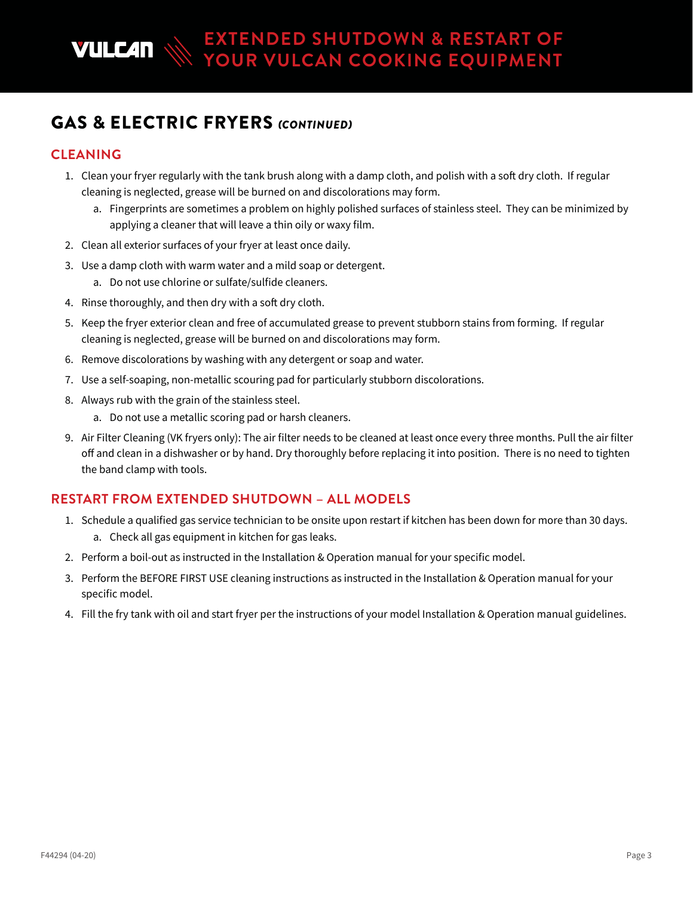## GAS & ELECTRIC FRYERS *(CONTINUED)*

### CLEANING

1. Clean your fryer regularly with the tank brush along with a damp cloth, and polish with a soft dry cloth. If regular cleaning is neglected, grease will be burned on and discolorations may form.
   a. Fingerprints are sometimes a problem on highly polished surfaces of stainless steel. They can be minimized by applying a cleaner that will leave a thin oily or waxy film.
2. Clean all exterior surfaces of your fryer at least once daily.
3. Use a damp cloth with warm water and a mild soap or detergent.
   a. Do not use chlorine or sulfate/sulfide cleaners.
4. Rinse thoroughly, and then dry with a soft dry cloth.
5. Keep the fryer exterior clean and free of accumulated grease to prevent stubborn stains from forming. If regular cleaning is neglected, grease will be burned on and discolorations may form.
6. Remove discolorations by washing with any detergent or soap and water.
7. Use a self-soaping, non-metallic scouring pad for particularly stubborn discolorations.
8. Always rub with the grain of the stainless steel.
   a. Do not use a metallic scoring pad or harsh cleaners.
9. Air Filter Cleaning (VK fryers only): The air filter needs to be cleaned at least once every three months. Pull the air filter off and clean in a dishwasher or by hand. Dry thoroughly before replacing it into position. There is no need to tighten the band clamp with tools.

### RESTART FROM EXTENDED SHUTDOWN – ALL MODELS

1. Schedule a qualified gas service technician to be onsite upon restart if kitchen has been down for more than 30 days.
   a. Check all gas equipment in kitchen for gas leaks.
2. Perform a boil-out as instructed in the Installation & Operation manual for your specific model.
3. Perform the BEFORE FIRST USE cleaning instructions as instructed in the Installation & Operation manual for your specific model.
4. Fill the fry tank with oil and start fryer per the instructions of your model Installation & Operation manual guidelines.

F44294 (04-20)